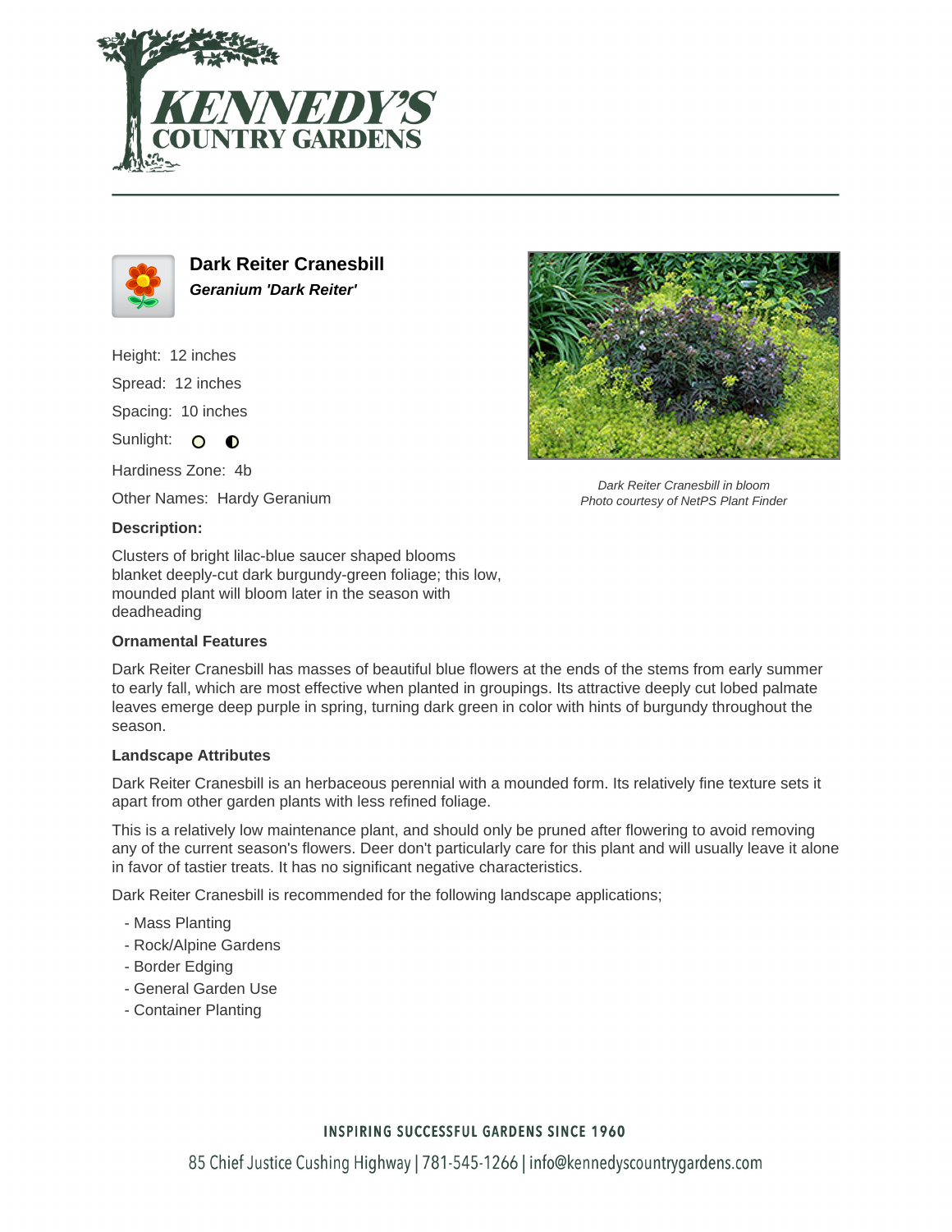# Dark Reiter Cranesbill

***Geranium 'Dark Reiter'***

Height: 12 inches

Spread: 12 inches

Spacing: 10 inches

Sunlight:

Hardiness Zone: 4b

Other Names: Hardy Geranium

Dark Reiter Cranesbill in bloom
Photo courtesy of NetPS Plant Finder

**Description:**

Clusters of bright lilac-blue saucer shaped blooms blanket deeply-cut dark burgundy-green foliage; this low, mounded plant will bloom later in the season with deadheading

### Ornamental Features

Dark Reiter Cranesbill has masses of beautiful blue flowers at the ends of the stems from early summer to early fall, which are most effective when planted in groupings. Its attractive deeply cut lobed palmate leaves emerge deep purple in spring, turning dark green in color with hints of burgundy throughout the season.

### Landscape Attributes

Dark Reiter Cranesbill is an herbaceous perennial with a mounded form. Its relatively fine texture sets it apart from other garden plants with less refined foliage.

This is a relatively low maintenance plant, and should only be pruned after flowering to avoid removing any of the current season's flowers. Deer don't particularly care for this plant and will usually leave it alone in favor of tastier treats. It has no significant negative characteristics.

Dark Reiter Cranesbill is recommended for the following landscape applications;

- Mass Planting
- Rock/Alpine Gardens
- Border Edging
- General Garden Use
- Container Planting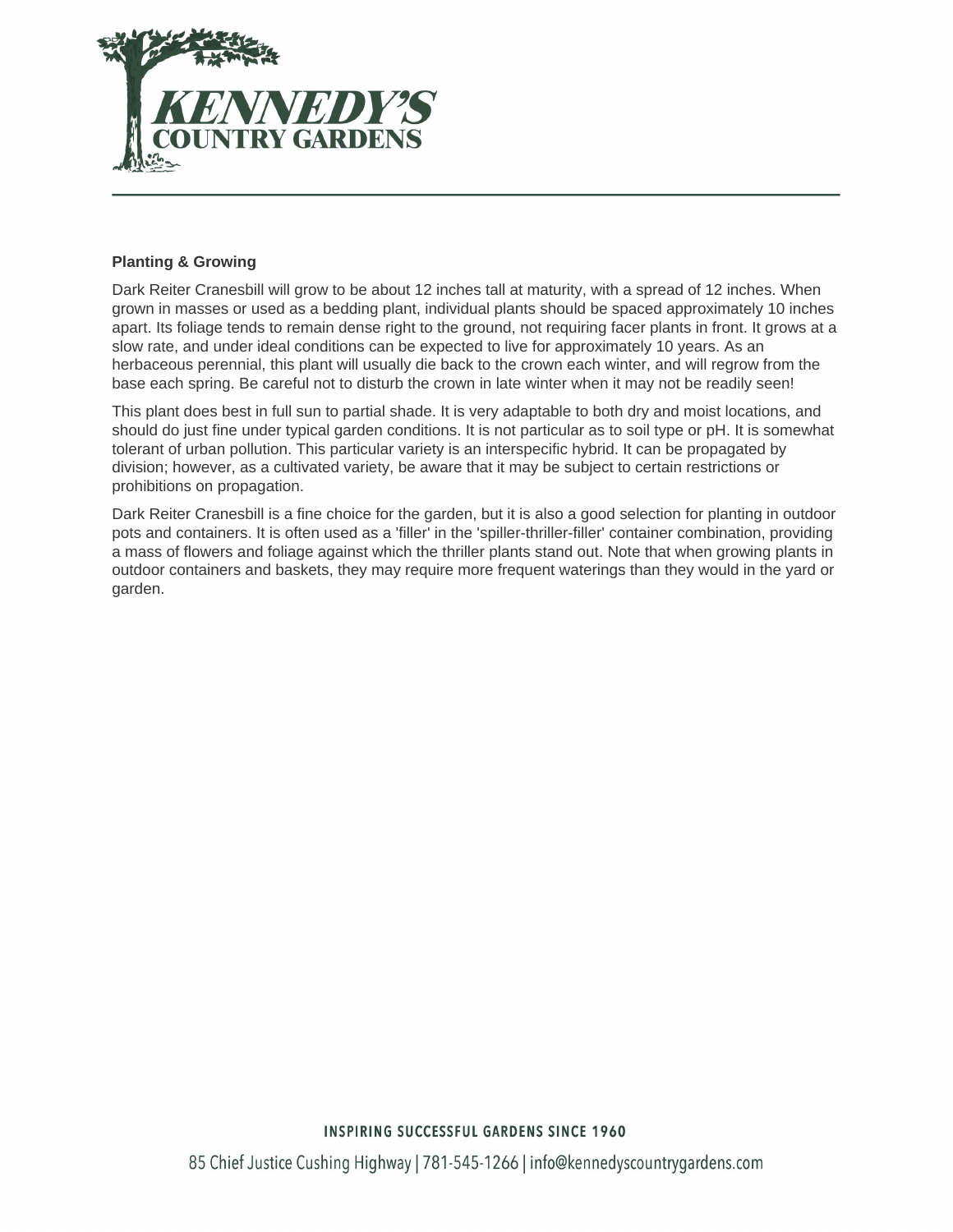**Planting & Growing**

Dark Reiter Cranesbill will grow to be about 12 inches tall at maturity, with a spread of 12 inches. When grown in masses or used as a bedding plant, individual plants should be spaced approximately 10 inches apart. Its foliage tends to remain dense right to the ground, not requiring facer plants in front. It grows at a slow rate, and under ideal conditions can be expected to live for approximately 10 years. As an herbaceous perennial, this plant will usually die back to the crown each winter, and will regrow from the base each spring. Be careful not to disturb the crown in late winter when it may not be readily seen!

This plant does best in full sun to partial shade. It is very adaptable to both dry and moist locations, and should do just fine under typical garden conditions. It is not particular as to soil type or pH. It is somewhat tolerant of urban pollution. This particular variety is an interspecific hybrid. It can be propagated by division; however, as a cultivated variety, be aware that it may be subject to certain restrictions or prohibitions on propagation.

Dark Reiter Cranesbill is a fine choice for the garden, but it is also a good selection for planting in outdoor pots and containers. It is often used as a 'filler' in the 'spiller-thriller-filler' container combination, providing a mass of flowers and foliage against which the thriller plants stand out. Note that when growing plants in outdoor containers and baskets, they may require more frequent waterings than they would in the yard or garden.